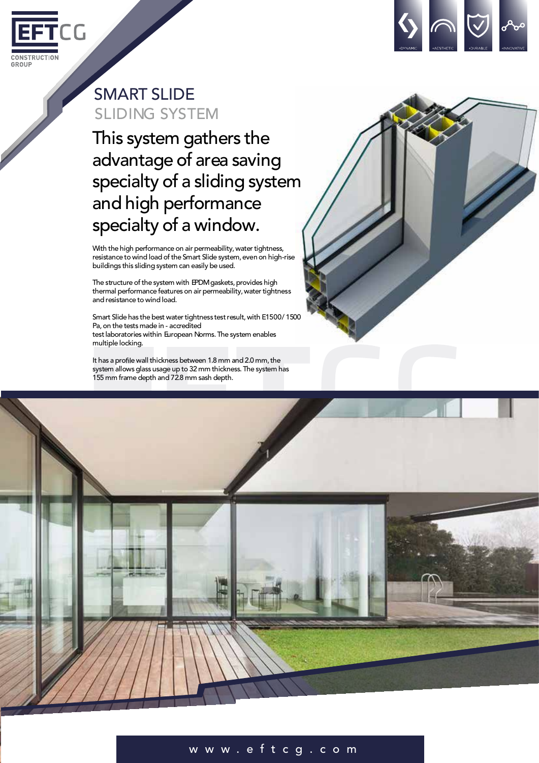EFTCG CONSTRUCTION GROUP

•DYNAMIC •AESTHETIC •DURABLE •INNOVATIVE

# SMART SLIDE

## SLIDING SYSTEM

### This system gathers the advantage of area saving specialty of a sliding system and high performance specialty of a window.

With the high performance on air permeability, water tightness, resistance to wind load of the Smart Slide system, even on high-rise buildings this sliding system can easily be used.

The structure of the system with EPDM gaskets, provides high thermal performance features on air permeability, water tightness and resistance to wind load.

Smart Slide has the best water tightness test result, with E1500/ 1500 Pa, on the tests made in - accredited test laboratories within European Norms. The system enables multiple locking.

It has a profile wall thickness between 1.8 mm and 2.0 mm, the system allows glass usage up to 32 mm thickness. The system has 155 mm frame depth and 72.8 mm sash depth.

www.eftcg.com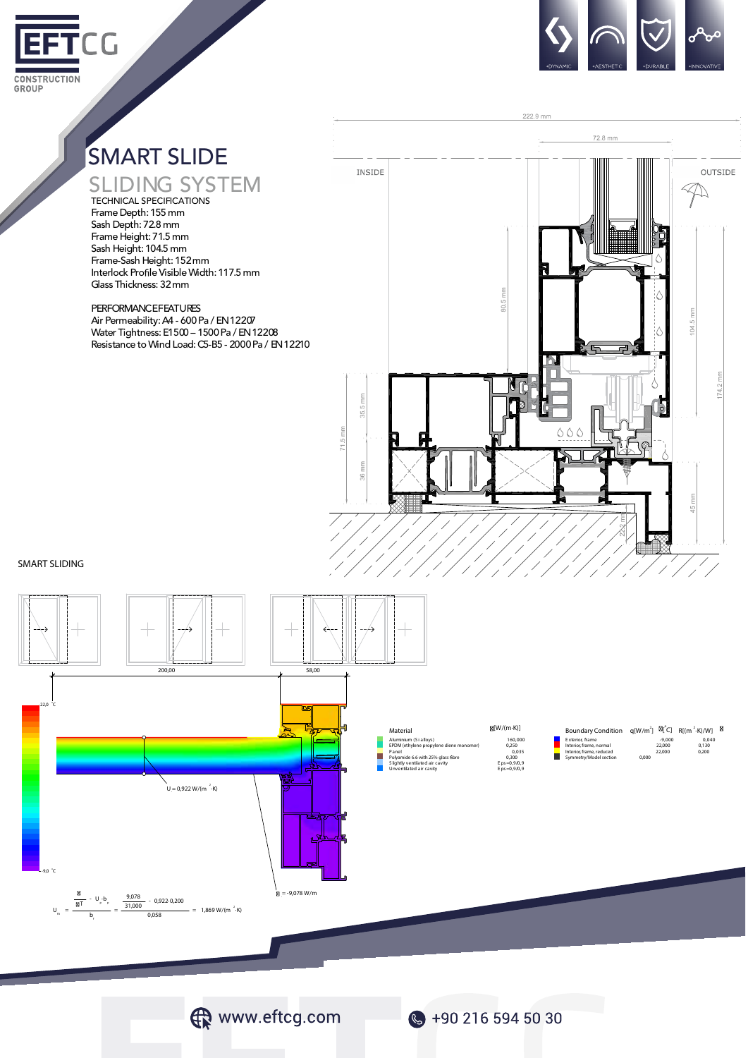# SMART SLIDE

## SLIDING SYSTEM

TECHNICAL SPECIFICATIONS
Frame Depth: 155 mm
Sash Depth: 72.8 mm
Frame Height: 71.5 mm
Sash Height: 104.5 mm
Frame-Sash Height: 152 mm
Interlock Profile Visible Width: 117.5 mm
Glass Thickness: 32 mm

PERFORMANCE FEATURES
Air Permeability: A4 - 600 Pa / EN 12207
Water Tightness: E1500 – 1500 Pa / EN 12208
Resistance to Wind Load: C5-B5 - 2000 Pa / EN 12210

222.9 mm
72.8 mm
INSIDE
OUTSIDE
80.5 mm
104.5 mm
174.2 mm
35.5 mm
71.5 mm
36 mm
45 mm
22.2 mm

SMART SLIDING

200,00
58,00
22,0 °C
-9,0 °C
U = 0,922 W/(m²·K)
Φ = -9,078 W/m

| Material | λ [W/(m·K)] |
|---|---|
| Aluminium (Si alloys) | 160,000 |
| EPDM (ethylene propylene diene monomer) | 0,250 |
| Panel | 0,035 |
| Polyamide 6.6 with 25% glass fibre | 0,300 |
| Slightly ventilated air cavity | Eps=0,9/0,9 |
| Unventilated air cavity | Eps=0,9/0,9 |

| Boundary Condition | q [W/m²] | θ [°C] | R [(m²·K)/W] |
|---|---|---|---|
| Exterior, frame | | -9,000 | 0,040 |
| Interior, frame, normal | | 22,000 | 0,130 |
| Interior, frame, reduced | | 22,000 | 0,200 |
| Symmetry/Model section | 0,000 | | |

$$U_{f} = \frac{\frac{\Phi}{\Delta T} - U_p \cdot b_p}{b_f} = \frac{\frac{9,078}{31,000} - 0,922 \cdot 0,200}{0,058} = 1,869\ W/(m^2 \cdot K)$$

www.eftcg.com
+90 216 594 50 30